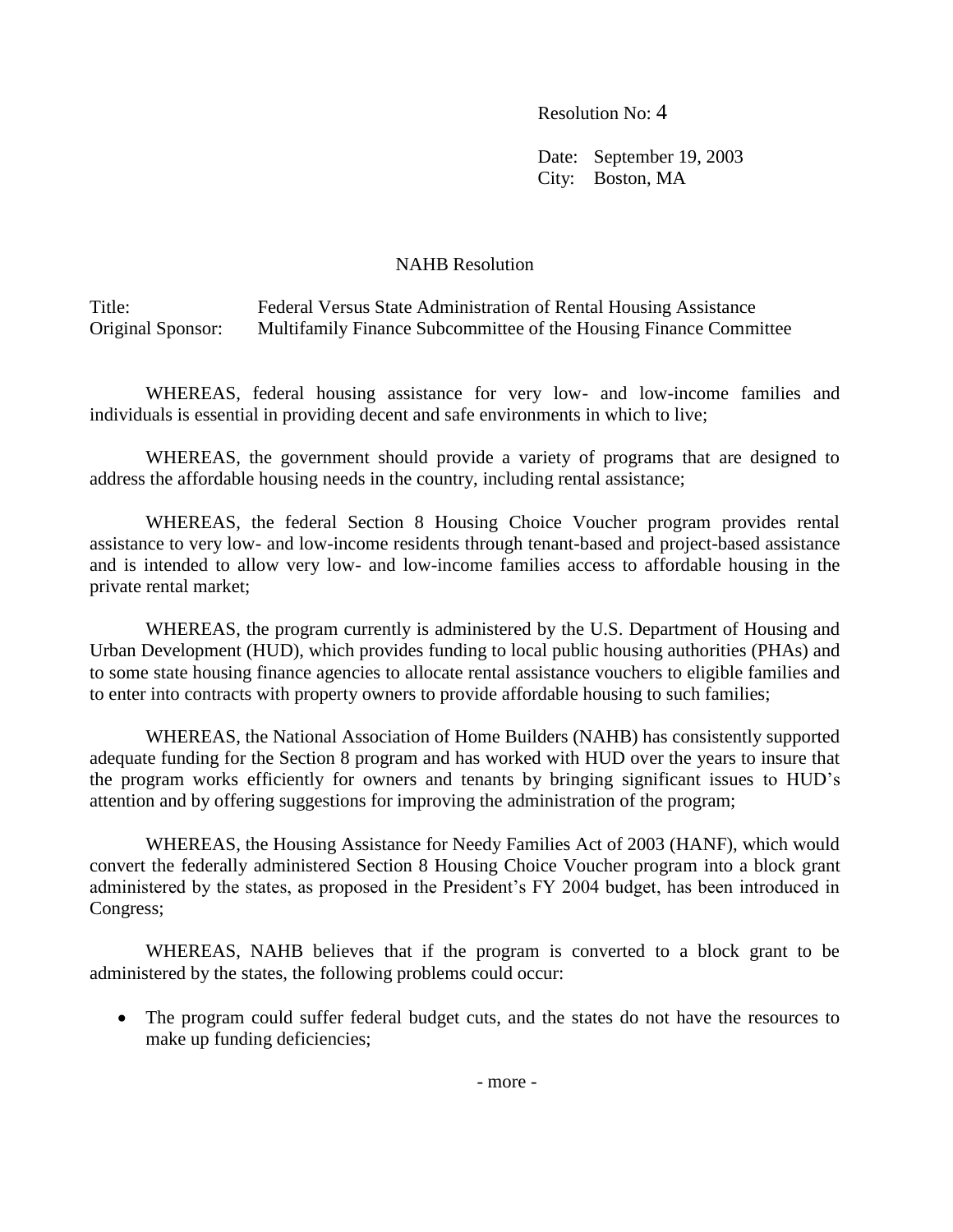Resolution No: 4

Date: September 19, 2003
City: Boston, MA

NAHB Resolution

Title: Federal Versus State Administration of Rental Housing Assistance
Original Sponsor: Multifamily Finance Subcommittee of the Housing Finance Committee

WHEREAS, federal housing assistance for very low- and low-income families and individuals is essential in providing decent and safe environments in which to live;

WHEREAS, the government should provide a variety of programs that are designed to address the affordable housing needs in the country, including rental assistance;

WHEREAS, the federal Section 8 Housing Choice Voucher program provides rental assistance to very low- and low-income residents through tenant-based and project-based assistance and is intended to allow very low- and low-income families access to affordable housing in the private rental market;

WHEREAS, the program currently is administered by the U.S. Department of Housing and Urban Development (HUD), which provides funding to local public housing authorities (PHAs) and to some state housing finance agencies to allocate rental assistance vouchers to eligible families and to enter into contracts with property owners to provide affordable housing to such families;

WHEREAS, the National Association of Home Builders (NAHB) has consistently supported adequate funding for the Section 8 program and has worked with HUD over the years to insure that the program works efficiently for owners and tenants by bringing significant issues to HUD's attention and by offering suggestions for improving the administration of the program;

WHEREAS, the Housing Assistance for Needy Families Act of 2003 (HANF), which would convert the federally administered Section 8 Housing Choice Voucher program into a block grant administered by the states, as proposed in the President's FY 2004 budget, has been introduced in Congress;

WHEREAS, NAHB believes that if the program is converted to a block grant to be administered by the states, the following problems could occur:

- The program could suffer federal budget cuts, and the states do not have the resources to make up funding deficiencies;

- more -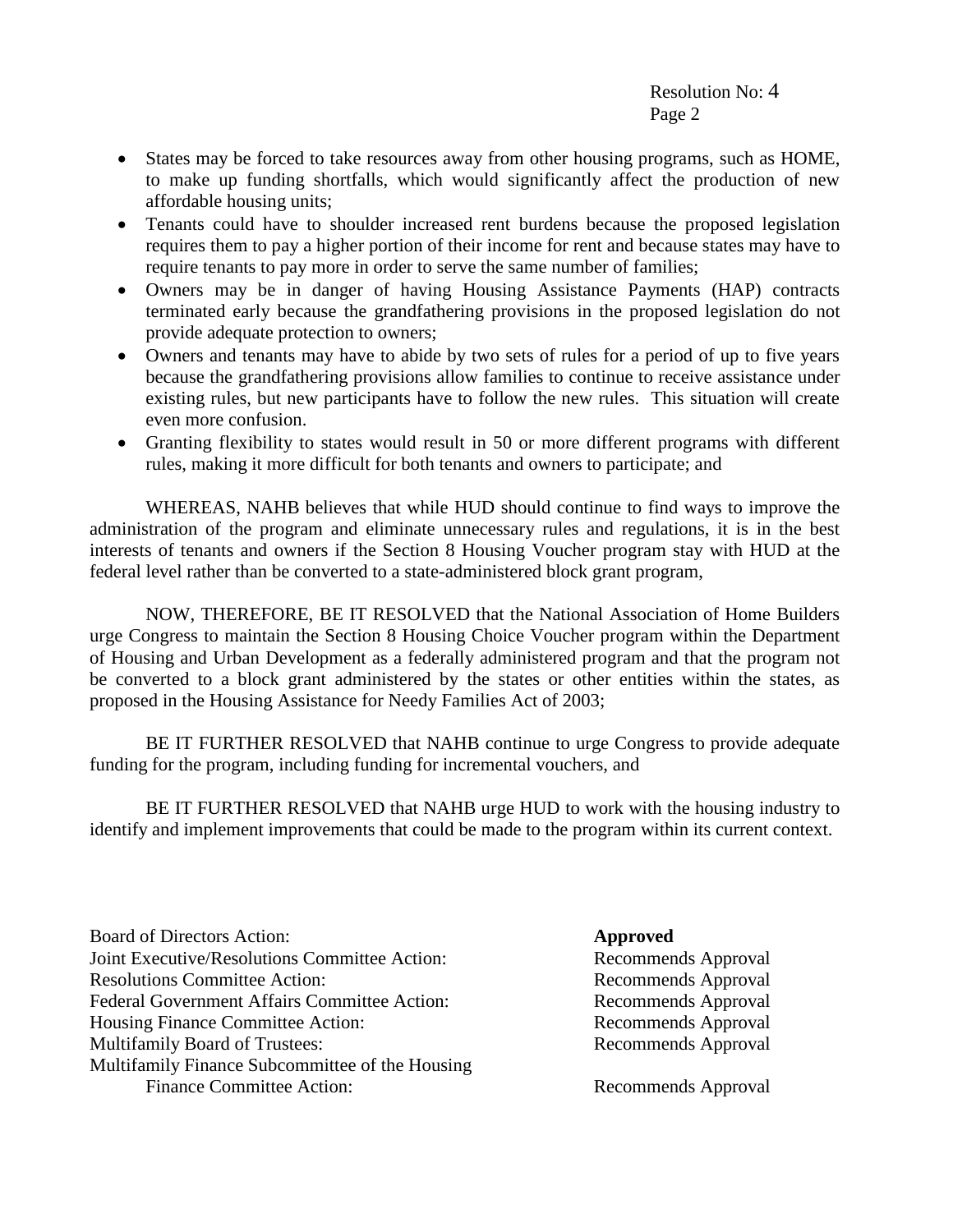- States may be forced to take resources away from other housing programs, such as HOME, to make up funding shortfalls, which would significantly affect the production of new affordable housing units;
- Tenants could have to shoulder increased rent burdens because the proposed legislation requires them to pay a higher portion of their income for rent and because states may have to require tenants to pay more in order to serve the same number of families;
- Owners may be in danger of having Housing Assistance Payments (HAP) contracts terminated early because the grandfathering provisions in the proposed legislation do not provide adequate protection to owners;
- Owners and tenants may have to abide by two sets of rules for a period of up to five years because the grandfathering provisions allow families to continue to receive assistance under existing rules, but new participants have to follow the new rules. This situation will create even more confusion.
- Granting flexibility to states would result in 50 or more different programs with different rules, making it more difficult for both tenants and owners to participate; and

WHEREAS, NAHB believes that while HUD should continue to find ways to improve the administration of the program and eliminate unnecessary rules and regulations, it is in the best interests of tenants and owners if the Section 8 Housing Voucher program stay with HUD at the federal level rather than be converted to a state-administered block grant program,

NOW, THEREFORE, BE IT RESOLVED that the National Association of Home Builders urge Congress to maintain the Section 8 Housing Choice Voucher program within the Department of Housing and Urban Development as a federally administered program and that the program not be converted to a block grant administered by the states or other entities within the states, as proposed in the Housing Assistance for Needy Families Act of 2003;

BE IT FURTHER RESOLVED that NAHB continue to urge Congress to provide adequate funding for the program, including funding for incremental vouchers, and

BE IT FURTHER RESOLVED that NAHB urge HUD to work with the housing industry to identify and implement improvements that could be made to the program within its current context.

| | |
|---|---|
| Board of Directors Action: | **Approved** |
| Joint Executive/Resolutions Committee Action: | Recommends Approval |
| Resolutions Committee Action: | Recommends Approval |
| Federal Government Affairs Committee Action: | Recommends Approval |
| Housing Finance Committee Action: | Recommends Approval |
| Multifamily Board of Trustees: | Recommends Approval |
| Multifamily Finance Subcommittee of the Housing Finance Committee Action: | Recommends Approval |